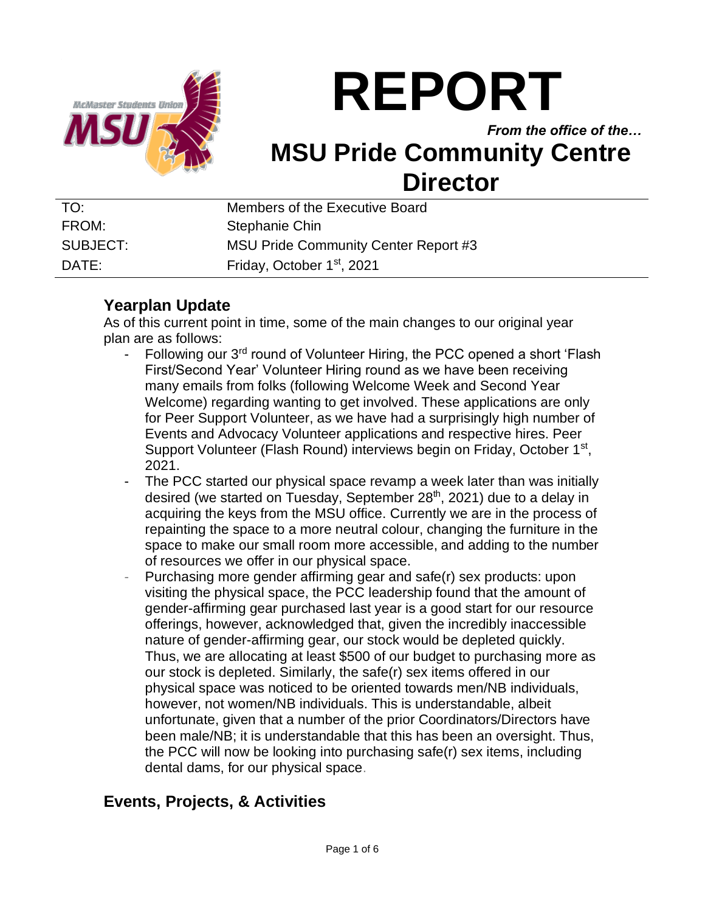# REPORT

*From the office of the…*

# MSU Pride Community Centre Director

| | |
|---|---|
| TO: | Members of the Executive Board |
| FROM: | Stephanie Chin |
| SUBJECT: | MSU Pride Community Center Report #3 |
| DATE: | Friday, October 1st, 2021 |

## Yearplan Update

As of this current point in time, some of the main changes to our original year plan are as follows:

- Following our 3rd round of Volunteer Hiring, the PCC opened a short 'Flash First/Second Year' Volunteer Hiring round as we have been receiving many emails from folks (following Welcome Week and Second Year Welcome) regarding wanting to get involved. These applications are only for Peer Support Volunteer, as we have had a surprisingly high number of Events and Advocacy Volunteer applications and respective hires. Peer Support Volunteer (Flash Round) interviews begin on Friday, October 1st, 2021.
- The PCC started our physical space revamp a week later than was initially desired (we started on Tuesday, September 28th, 2021) due to a delay in acquiring the keys from the MSU office. Currently we are in the process of repainting the space to a more neutral colour, changing the furniture in the space to make our small room more accessible, and adding to the number of resources we offer in our physical space.
- Purchasing more gender affirming gear and safe(r) sex products: upon visiting the physical space, the PCC leadership found that the amount of gender-affirming gear purchased last year is a good start for our resource offerings, however, acknowledged that, given the incredibly inaccessible nature of gender-affirming gear, our stock would be depleted quickly. Thus, we are allocating at least $500 of our budget to purchasing more as our stock is depleted. Similarly, the safe(r) sex items offered in our physical space was noticed to be oriented towards men/NB individuals, however, not women/NB individuals. This is understandable, albeit unfortunate, given that a number of the prior Coordinators/Directors have been male/NB; it is understandable that this has been an oversight. Thus, the PCC will now be looking into purchasing safe(r) sex items, including dental dams, for our physical space.

## Events, Projects, & Activities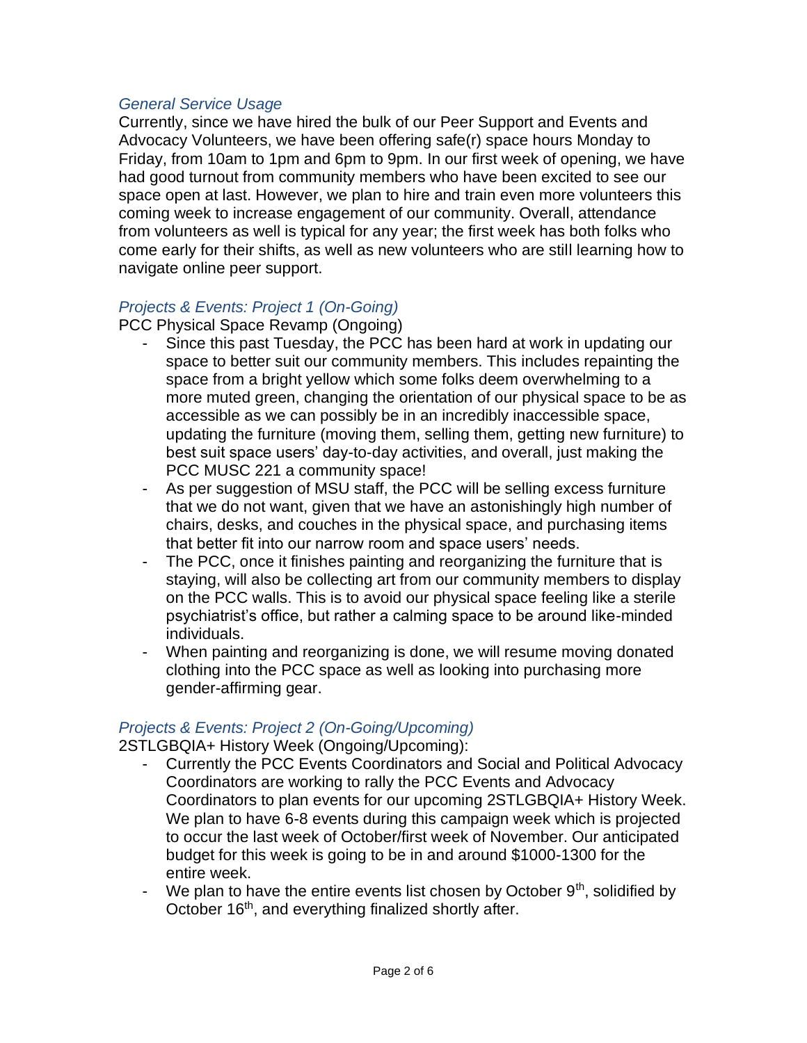### *General Service Usage*

Currently, since we have hired the bulk of our Peer Support and Events and Advocacy Volunteers, we have been offering safe(r) space hours Monday to Friday, from 10am to 1pm and 6pm to 9pm. In our first week of opening, we have had good turnout from community members who have been excited to see our space open at last. However, we plan to hire and train even more volunteers this coming week to increase engagement of our community. Overall, attendance from volunteers as well is typical for any year; the first week has both folks who come early for their shifts, as well as new volunteers who are still learning how to navigate online peer support.

### *Projects & Events: Project 1 (On-Going)*

PCC Physical Space Revamp (Ongoing)

- Since this past Tuesday, the PCC has been hard at work in updating our space to better suit our community members. This includes repainting the space from a bright yellow which some folks deem overwhelming to a more muted green, changing the orientation of our physical space to be as accessible as we can possibly be in an incredibly inaccessible space, updating the furniture (moving them, selling them, getting new furniture) to best suit space users' day-to-day activities, and overall, just making the PCC MUSC 221 a community space!
- As per suggestion of MSU staff, the PCC will be selling excess furniture that we do not want, given that we have an astonishingly high number of chairs, desks, and couches in the physical space, and purchasing items that better fit into our narrow room and space users' needs.
- The PCC, once it finishes painting and reorganizing the furniture that is staying, will also be collecting art from our community members to display on the PCC walls. This is to avoid our physical space feeling like a sterile psychiatrist's office, but rather a calming space to be around like-minded individuals.
- When painting and reorganizing is done, we will resume moving donated clothing into the PCC space as well as looking into purchasing more gender-affirming gear.

### *Projects & Events: Project 2 (On-Going/Upcoming)*

2STLGBQIA+ History Week (Ongoing/Upcoming):

- Currently the PCC Events Coordinators and Social and Political Advocacy Coordinators are working to rally the PCC Events and Advocacy Coordinators to plan events for our upcoming 2STLGBQIA+ History Week. We plan to have 6-8 events during this campaign week which is projected to occur the last week of October/first week of November. Our anticipated budget for this week is going to be in and around $1000-1300 for the entire week.
- We plan to have the entire events list chosen by October 9th, solidified by October 16th, and everything finalized shortly after.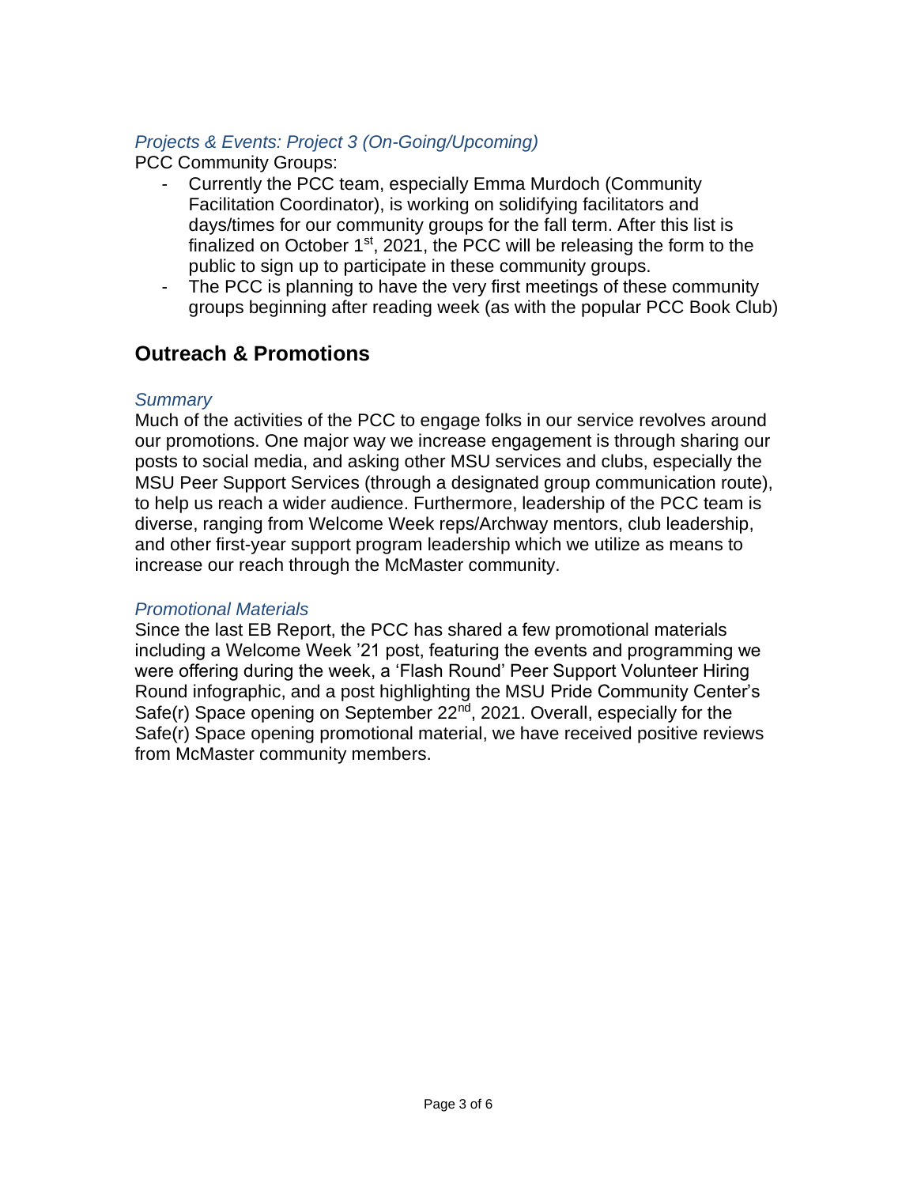*Projects & Events: Project 3 (On-Going/Upcoming)*

PCC Community Groups:

- Currently the PCC team, especially Emma Murdoch (Community Facilitation Coordinator), is working on solidifying facilitators and days/times for our community groups for the fall term. After this list is finalized on October 1st, 2021, the PCC will be releasing the form to the public to sign up to participate in these community groups.
- The PCC is planning to have the very first meetings of these community groups beginning after reading week (as with the popular PCC Book Club)

## Outreach & Promotions

*Summary*

Much of the activities of the PCC to engage folks in our service revolves around our promotions. One major way we increase engagement is through sharing our posts to social media, and asking other MSU services and clubs, especially the MSU Peer Support Services (through a designated group communication route), to help us reach a wider audience. Furthermore, leadership of the PCC team is diverse, ranging from Welcome Week reps/Archway mentors, club leadership, and other first-year support program leadership which we utilize as means to increase our reach through the McMaster community.

*Promotional Materials*

Since the last EB Report, the PCC has shared a few promotional materials including a Welcome Week '21 post, featuring the events and programming we were offering during the week, a 'Flash Round' Peer Support Volunteer Hiring Round infographic, and a post highlighting the MSU Pride Community Center's Safe(r) Space opening on September 22nd, 2021. Overall, especially for the Safe(r) Space opening promotional material, we have received positive reviews from McMaster community members.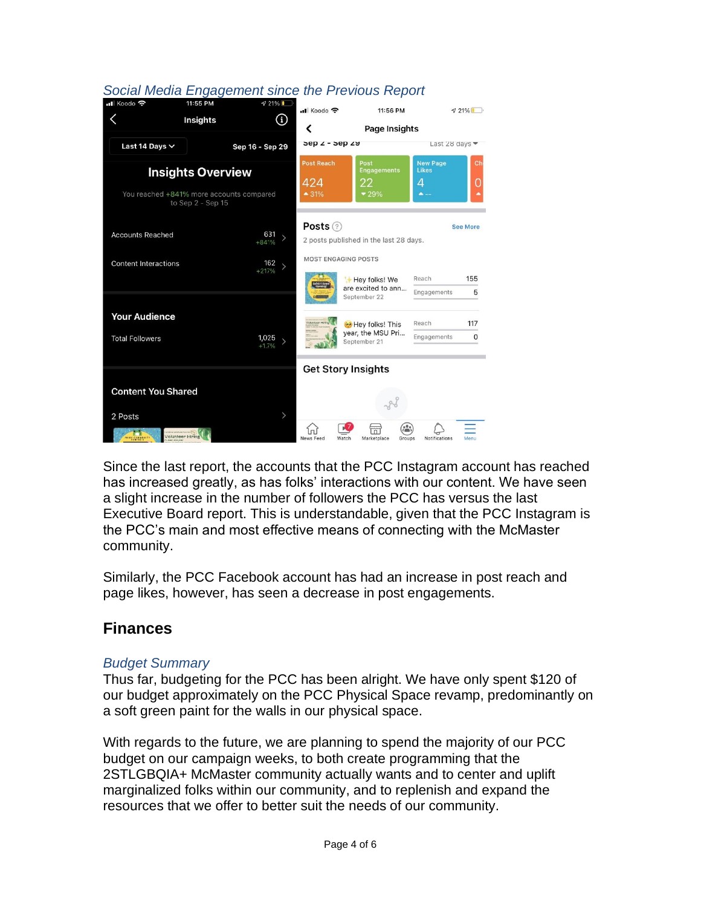*Social Media Engagement since the Previous Report*

Since the last report, the accounts that the PCC Instagram account has reached has increased greatly, as has folks' interactions with our content. We have seen a slight increase in the number of followers the PCC has versus the last Executive Board report. This is understandable, given that the PCC Instagram is the PCC's main and most effective means of connecting with the McMaster community.

Similarly, the PCC Facebook account has had an increase in post reach and page likes, however, has seen a decrease in post engagements.

## Finances

*Budget Summary*

Thus far, budgeting for the PCC has been alright. We have only spent $120 of our budget approximately on the PCC Physical Space revamp, predominantly on a soft green paint for the walls in our physical space.

With regards to the future, we are planning to spend the majority of our PCC budget on our campaign weeks, to both create programming that the 2STLGBQIA+ McMaster community actually wants and to center and uplift marginalized folks within our community, and to replenish and expand the resources that we offer to better suit the needs of our community.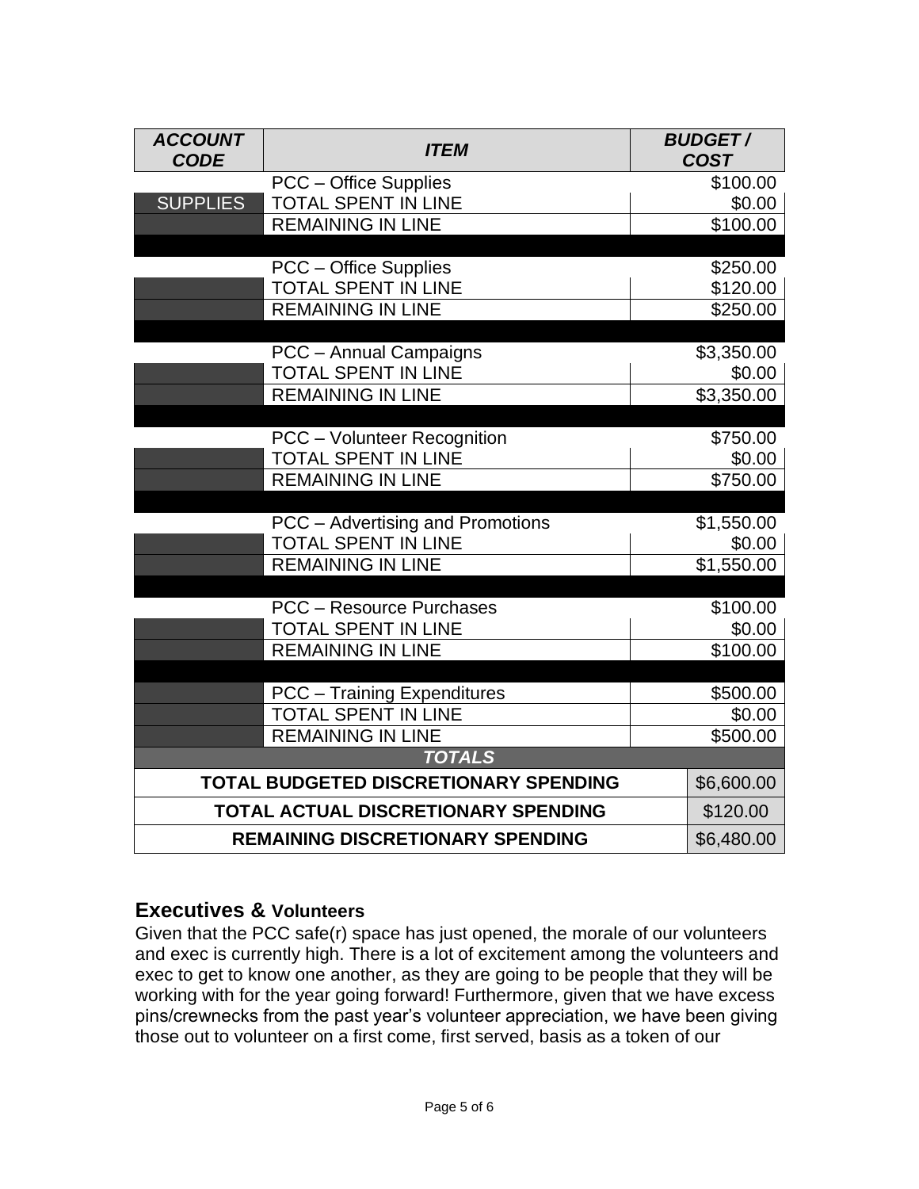| ACCOUNT CODE | ITEM | BUDGET / COST |
|---|---|---|
| | PCC – Office Supplies | $100.00 |
| SUPPLIES | TOTAL SPENT IN LINE | $0.00 |
| | REMAINING IN LINE | $100.00 |
| | | |
| | PCC – Office Supplies | $250.00 |
| | TOTAL SPENT IN LINE | $120.00 |
| | REMAINING IN LINE | $250.00 |
| | | |
| | PCC – Annual Campaigns | $3,350.00 |
| | TOTAL SPENT IN LINE | $0.00 |
| | REMAINING IN LINE | $3,350.00 |
| | | |
| | PCC – Volunteer Recognition | $750.00 |
| | TOTAL SPENT IN LINE | $0.00 |
| | REMAINING IN LINE | $750.00 |
| | | |
| | PCC – Advertising and Promotions | $1,550.00 |
| | TOTAL SPENT IN LINE | $0.00 |
| | REMAINING IN LINE | $1,550.00 |
| | | |
| | PCC – Resource Purchases | $100.00 |
| | TOTAL SPENT IN LINE | $0.00 |
| | REMAINING IN LINE | $100.00 |
| | | |
| | PCC – Training Expenditures | $500.00 |
| | TOTAL SPENT IN LINE | $0.00 |
| | REMAINING IN LINE | $500.00 |
| | TOTALS | |
| TOTAL BUDGETED DISCRETIONARY SPENDING | | $6,600.00 |
| TOTAL ACTUAL DISCRETIONARY SPENDING | | $120.00 |
| REMAINING DISCRETIONARY SPENDING | | $6,480.00 |

## Executives & Volunteers

Given that the PCC safe(r) space has just opened, the morale of our volunteers and exec is currently high. There is a lot of excitement among the volunteers and exec to get to know one another, as they are going to be people that they will be working with for the year going forward! Furthermore, given that we have excess pins/crewnecks from the past year's volunteer appreciation, we have been giving those out to volunteer on a first come, first served, basis as a token of our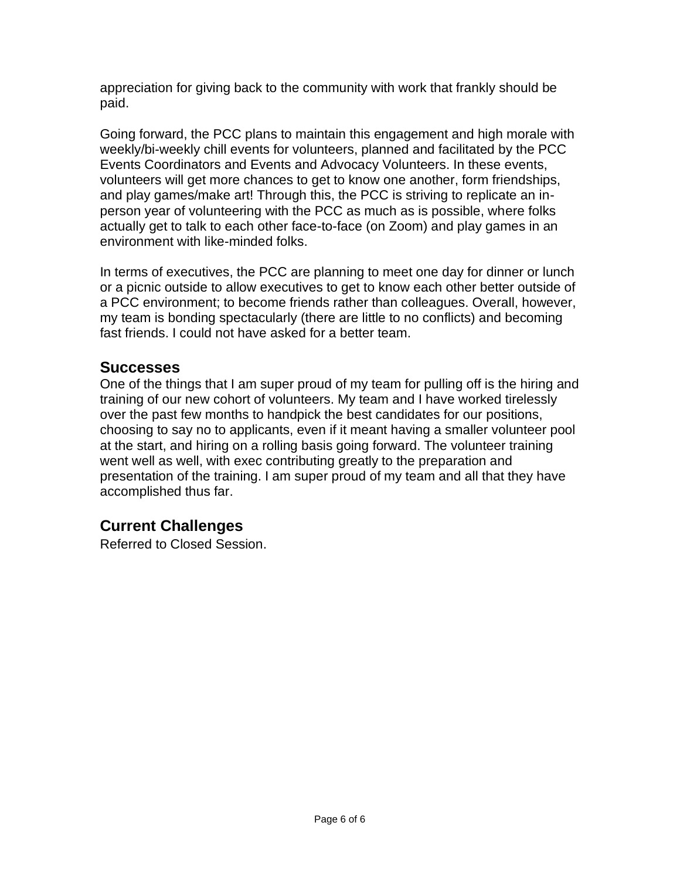appreciation for giving back to the community with work that frankly should be paid.

Going forward, the PCC plans to maintain this engagement and high morale with weekly/bi-weekly chill events for volunteers, planned and facilitated by the PCC Events Coordinators and Events and Advocacy Volunteers. In these events, volunteers will get more chances to get to know one another, form friendships, and play games/make art! Through this, the PCC is striving to replicate an in-person year of volunteering with the PCC as much as is possible, where folks actually get to talk to each other face-to-face (on Zoom) and play games in an environment with like-minded folks.

In terms of executives, the PCC are planning to meet one day for dinner or lunch or a picnic outside to allow executives to get to know each other better outside of a PCC environment; to become friends rather than colleagues. Overall, however, my team is bonding spectacularly (there are little to no conflicts) and becoming fast friends. I could not have asked for a better team.

## Successes

One of the things that I am super proud of my team for pulling off is the hiring and training of our new cohort of volunteers. My team and I have worked tirelessly over the past few months to handpick the best candidates for our positions, choosing to say no to applicants, even if it meant having a smaller volunteer pool at the start, and hiring on a rolling basis going forward. The volunteer training went well as well, with exec contributing greatly to the preparation and presentation of the training. I am super proud of my team and all that they have accomplished thus far.

## Current Challenges

Referred to Closed Session.